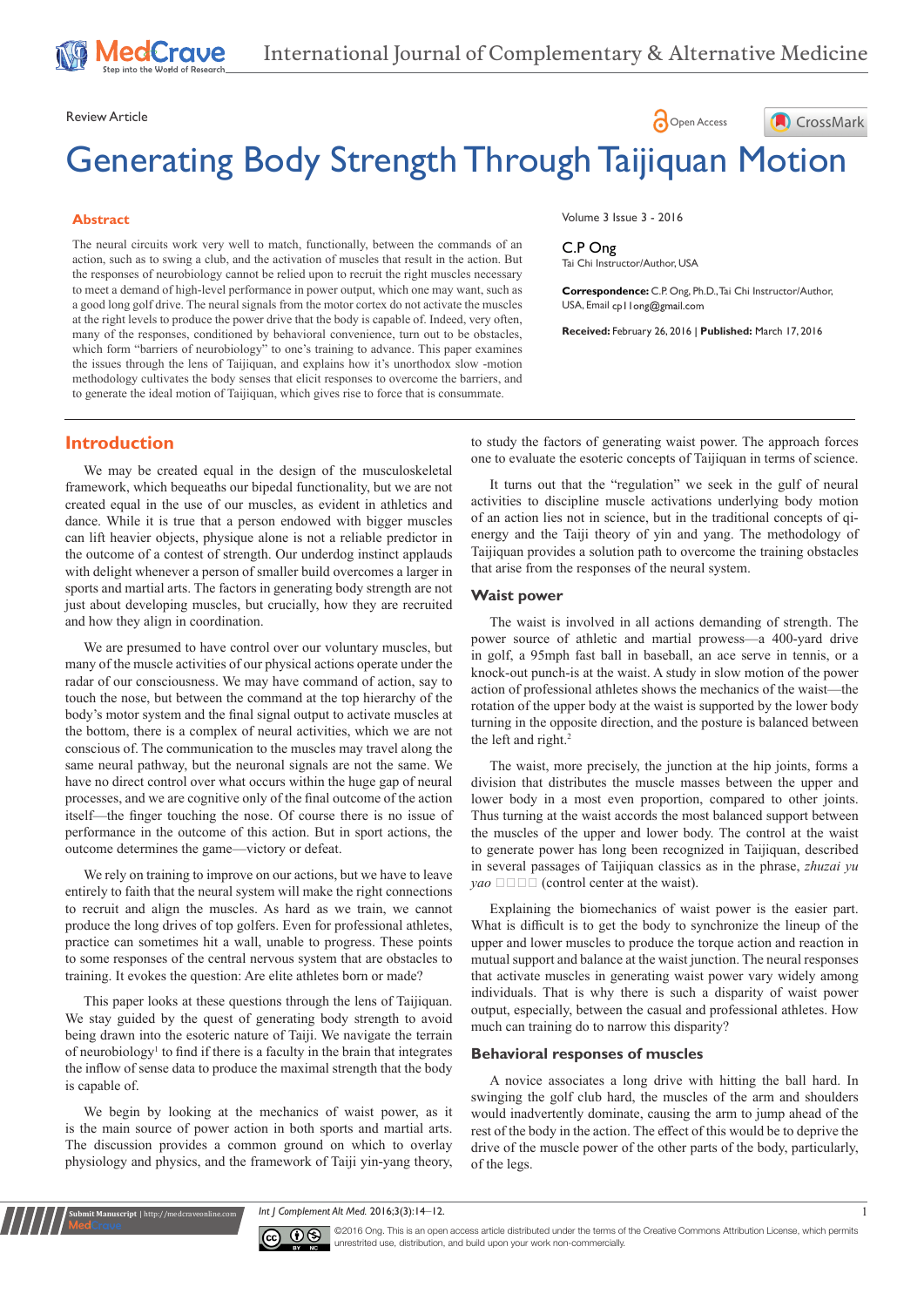Review Article

Open Access

# Generating Body Strength Through Taijiquan Motion

Volume 3 Issue 3 - 2016

C.P Ong
Tai Chi Instructor/Author, USA

**Correspondence:** C.P. Ong, Ph.D., Tai Chi Instructor/Author, USA, Email cp11ong@gmail.com

**Received:** February 26, 2016 | **Published:** March 17, 2016

## Abstract

The neural circuits work very well to match, functionally, between the commands of an action, such as to swing a club, and the activation of muscles that result in the action. But the responses of neurobiology cannot be relied upon to recruit the right muscles necessary to meet a demand of high-level performance in power output, which one may want, such as a good long golf drive. The neural signals from the motor cortex do not activate the muscles at the right levels to produce the power drive that the body is capable of. Indeed, very often, many of the responses, conditioned by behavioral convenience, turn out to be obstacles, which form "barriers of neurobiology" to one's training to advance. This paper examines the issues through the lens of Taijiquan, and explains how it's unorthodox slow -motion methodology cultivates the body senses that elicit responses to overcome the barriers, and to generate the ideal motion of Taijiquan, which gives rise to force that is consummate.

## Introduction

We may be created equal in the design of the musculoskeletal framework, which bequeaths our bipedal functionality, but we are not created equal in the use of our muscles, as evident in athletics and dance. While it is true that a person endowed with bigger muscles can lift heavier objects, physique alone is not a reliable predictor in the outcome of a contest of strength. Our underdog instinct applauds with delight whenever a person of smaller build overcomes a larger in sports and martial arts. The factors in generating body strength are not just about developing muscles, but crucially, how they are recruited and how they align in coordination.

We are presumed to have control over our voluntary muscles, but many of the muscle activities of our physical actions operate under the radar of our consciousness. We may have command of action, say to touch the nose, but between the command at the top hierarchy of the body's motor system and the final signal output to activate muscles at the bottom, there is a complex of neural activities, which we are not conscious of. The communication to the muscles may travel along the same neural pathway, but the neuronal signals are not the same. We have no direct control over what occurs within the huge gap of neural processes, and we are cognitive only of the final outcome of the action itself—the finger touching the nose. Of course there is no issue of performance in the outcome of this action. But in sport actions, the outcome determines the game—victory or defeat.

We rely on training to improve on our actions, but we have to leave entirely to faith that the neural system will make the right connections to recruit and align the muscles. As hard as we train, we cannot produce the long drives of top golfers. Even for professional athletes, practice can sometimes hit a wall, unable to progress. These points to some responses of the central nervous system that are obstacles to training. It evokes the question: Are elite athletes born or made?

This paper looks at these questions through the lens of Taijiquan. We stay guided by the quest of generating body strength to avoid being drawn into the esoteric nature of Taiji. We navigate the terrain of neurobiology[1] to find if there is a faculty in the brain that integrates the inflow of sense data to produce the maximal strength that the body is capable of.

We begin by looking at the mechanics of waist power, as it is the main source of power action in both sports and martial arts. The discussion provides a common ground on which to overlay physiology and physics, and the framework of Taiji yin-yang theory, to study the factors of generating waist power. The approach forces one to evaluate the esoteric concepts of Taijiquan in terms of science.

It turns out that the "regulation" we seek in the gulf of neural activities to discipline muscle activations underlying body motion is not an action in science, but in the traditional concepts of qi-energy and the Taiji theory of yin and yang. The methodology of Taijiquan provides a solution path to overcome the training obstacles that arise from the responses of the neural system.

### Waist power

The waist is involved in all actions demanding of strength. The power source of athletic and martial prowess—a 400-yard drive in golf, a 95mph fast ball in baseball, an ace serve in tennis, or a knock-out punch-is at the waist. A study in slow motion of the power action of professional athletes shows the mechanics of the waist—the rotation of the upper body at the waist is supported by the lower body turning in the opposite direction, and the posture is balanced between the left and right.[2]

The waist, more precisely, the junction at the hip joints, forms a division that distributes the muscle masses between the upper and lower body in a most even proportion, compared to other joints. Thus turning at the waist accords the most balanced support between the muscles of the upper and lower body. The control at the waist to generate power has long been recognized in Taijiquan, described in several passages of Taijiquan classics as in the phrase, *zhuzai yu yao* □□□□ (control center at the waist).

Explaining the biomechanics of waist power is the easier part. What is difficult is to get the body to synchronize the lineup of the upper and lower muscles to produce the torque action and reaction in mutual support and balance at the waist junction. The neural responses that activate muscles in generating waist power vary widely among individuals. That is why there is such a disparity of waist power output, especially, between the casual and professional athletes. How much can training do to narrow this disparity?

### Behavioral responses of muscles

A novice associates a long drive with hitting the ball hard. In swinging the golf club hard, the muscles of the arm and shoulders would inadvertently dominate, causing the arm to jump ahead of the rest of the body in the action. The effect of this would be to deprive the drive of the muscle power of the other parts of the body, particularly, of the legs.

©2016 Ong. This is an open access article distributed under the terms of the Creative Commons Attribution License, which permits unrestricted use, distribution, and build upon your work non-commercially.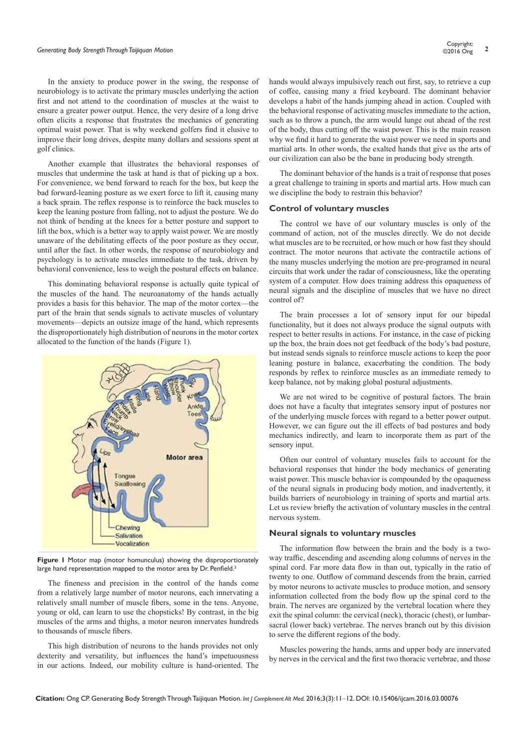In the anxiety to produce power in the swing, the response of neurobiology is to activate the primary muscles underlying the action first and not attend to the coordination of muscles at the waist to ensure a greater power output. Hence, the very desire of a long drive often elicits a response that frustrates the mechanics of generating optimal waist power. That is why weekend golfers find it elusive to improve their long drives, despite many dollars and sessions spent at golf clinics.

Another example that illustrates the behavioral responses of muscles that undermine the task at hand is that of picking up a box. For convenience, we bend forward to reach for the box, but keep the bad forward-leaning posture as we exert force to lift it, causing many a back sprain. The reflex response is to reinforce the back muscles to keep the leaning posture from falling, not to adjust the posture. We do not think of bending at the knees for a better posture and support to lift the box, which is a better way to apply waist power. We are mostly unaware of the debilitating effects of the poor posture as they occur, until after the fact. In other words, the response of neurobiology and psychology is to activate muscles immediate to the task, driven by behavioral convenience, less to weigh the postural effects on balance.

This dominating behavioral response is actually quite typical of the muscles of the hand. The neuroanatomy of the hands actually provides a basis for this behavior. The map of the motor cortex—the part of the brain that sends signals to activate muscles of voluntary movements—depicts an outsize image of the hand, which represents the disproportionately high distribution of neurons in the motor cortex allocated to the function of the hands (Figure 1).

**Figure 1** Motor map (motor homunculus) showing the disproportionately large hand representation mapped to the motor area by Dr. Penfield.[3]

The fineness and precision in the control of the hands come from a relatively large number of motor neurons, each innervating a relatively small number of muscle fibers, some in the tens. Anyone, young or old, can learn to use the chopsticks! By contrast, in the big muscles of the arms and thighs, a motor neuron innervates hundreds to thousands of muscle fibers.

This high distribution of neurons to the hands provides not only dexterity and versatility, but influences the hand's impetuousness in our actions. Indeed, our mobility culture is hand-oriented. The hands would always impulsively reach out first, say, to retrieve a cup of coffee, causing many a fried keyboard. The dominant behavior develops a habit of the hands jumping ahead in action. Coupled with the behavioral response of activating muscles immediate to the action, such as to throw a punch, the arm would lunge out ahead of the rest of the body, thus cutting off the waist power. This is the main reason why we find it hard to generate the waist power we need in sports and martial arts. In other words, the exalted hands that give us the arts of our civilization can also be the bane in producing body strength.

The dominant behavior of the hands is a trait of response that poses a great challenge to training in sports and martial arts. How much can we discipline the body to restrain this behavior?

## Control of voluntary muscles

The control we have of our voluntary muscles is only of the command of action, not of the muscles directly. We do not decide what muscles are to be recruited, or how much or how fast they should contract. The motor neurons that activate the contractile actions of the many muscles underlying the motion are pre-programed in neural circuits that work under the radar of consciousness, like the operating system of a computer. How does training address this opaqueness of neural signals and the discipline of muscles that we have no direct control of?

The brain processes a lot of sensory input for our bipedal functionality, but it does not always produce the signal outputs with respect to better results in actions. For instance, in the case of picking up the box, the brain does not get feedback of the body's bad posture, but instead sends signals to reinforce muscle actions to keep the poor leaning posture in balance, exacerbating the condition. The body responds by reflex to reinforce muscles as an immediate remedy to keep balance, not by making global postural adjustments.

We are not wired to be cognitive of postural factors. The brain does not have a faculty that integrates sensory input of postures nor of the underlying muscle forces with regard to a better power output. However, we can figure out the ill effects of bad postures and body mechanics indirectly, and learn to incorporate them as part of the sensory input.

Often our control of voluntary muscles fails to account for the behavioral responses that hinder the body mechanics of generating waist power. This muscle behavior is compounded by the opaqueness of the neural signals in producing body motion, and inadvertently, it builds barriers of neurobiology in training of sports and martial arts. Let us review briefly the activation of voluntary muscles in the central nervous system.

## Neural signals to voluntary muscles

The information flow between the brain and the body is a two-way traffic, descending and ascending along columns of nerves in the spinal cord. Far more data flow in than out, typically in the ratio of twenty to one. Outflow of command descends from the brain, carried by motor neurons to activate muscles to produce motion, and sensory information collected from the body flow up the spinal cord to the brain. The nerves are organized by the vertebral location where they exit the spinal column: the cervical (neck), thoracic (chest), or lumbar-sacral (lower back) vertebrae. The nerves branch out by this division to serve the different regions of the body.

Muscles powering the hands, arms and upper body are innervated by nerves in the cervical and the first two thoracic vertebrae, and those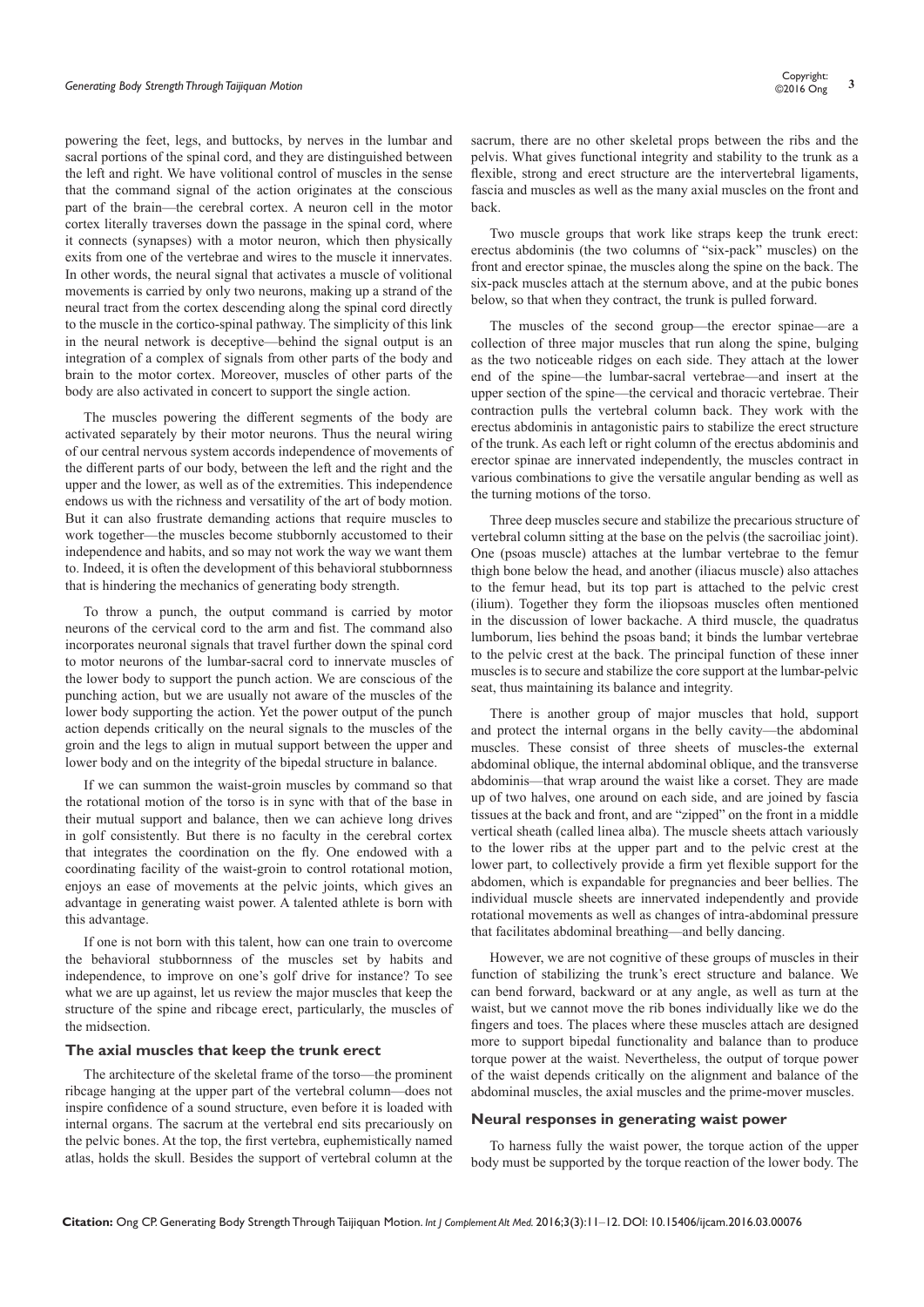powering the feet, legs, and buttocks, by nerves in the lumbar and sacral portions of the spinal cord, and they are distinguished between the left and right. We have volitional control of muscles in the sense that the command signal of the action originates at the conscious part of the brain—the cerebral cortex. A neuron cell in the motor cortex literally traverses down the passage in the spinal cord, where it connects (synapses) with a motor neuron, which then physically exits from one of the vertebrae and wires to the muscle it innervates. In other words, the neural signal that activates a muscle of volitional movements is carried by only two neurons, making up a strand of the neural tract from the cortex descending along the spinal cord directly to the muscle in the cortico-spinal pathway. The simplicity of this link in the neural network is deceptive—behind the signal output is an integration of a complex of signals from other parts of the body and brain to the motor cortex. Moreover, muscles of other parts of the body are also activated in concert to support the single action.

The muscles powering the different segments of the body are activated separately by their motor neurons. Thus the neural wiring of our central nervous system accords independence of movements of the different parts of our body, between the left and the right and the upper and the lower, as well as of the extremities. This independence endows us with the richness and versatility of the art of body motion. But it can also frustrate demanding actions that require muscles to work together—the muscles become stubbornly accustomed to their independence and habits, and so may not work the way we want them to. Indeed, it is often the development of this behavioral stubbornness that is hindering the mechanics of generating body strength.

To throw a punch, the output command is carried by motor neurons of the cervical cord to the arm and fist. The command also incorporates neuronal signals that travel further down the spinal cord to motor neurons of the lumbar-sacral cord to innervate muscles of the lower body to support the punch action. We are conscious of the punching action, but we are usually not aware of the muscles of the lower body supporting the action. Yet the power output of the punch action depends critically on the neural signals to the muscles of the groin and the legs to align in mutual support between the upper and lower body and on the integrity of the bipedal structure in balance.

If we can summon the waist-groin muscles by command so that the rotational motion of the torso is in sync with that of the base in their mutual support and balance, then we can achieve long drives in golf consistently. But there is no faculty in the cerebral cortex that integrates the coordination on the fly. One endowed with a coordinating facility of the waist-groin to control rotational motion, enjoys an ease of movements at the pelvic joints, which gives an advantage in generating waist power. A talented athlete is born with this advantage.

If one is not born with this talent, how can one train to overcome the behavioral stubbornness of the muscles set by habits and independence, to improve on one's golf drive for instance? To see what we are up against, let us review the major muscles that keep the structure of the spine and ribcage erect, particularly, the muscles of the midsection.

## The axial muscles that keep the trunk erect

The architecture of the skeletal frame of the torso—the prominent ribcage hanging at the upper part of the vertebral column—does not inspire confidence of a sound structure, even before it is loaded with internal organs. The sacrum at the vertebral end sits precariously on the pelvic bones. At the top, the first vertebra, euphemistically named atlas, holds the skull. Besides the support of vertebral column at the sacrum, there are no other skeletal props between the ribs and the pelvis. What gives functional integrity and stability to the trunk as a flexible, strong and erect structure are the intervertebral ligaments, fascia and muscles as well as the many axial muscles on the front and back.

Two muscle groups that work like straps keep the trunk erect: erectus abdominis (the two columns of "six-pack" muscles) on the front and erector spinae, the muscles along the spine on the back. The six-pack muscles attach at the sternum above, and at the pubic bones below, so that when they contract, the trunk is pulled forward.

The muscles of the second group—the erector spinae—are a collection of three major muscles that run along the spine, bulging as the two noticeable ridges on each side. They attach at the lower end of the spine—the lumbar-sacral vertebrae—and insert at the upper section of the spine—the cervical and thoracic vertebrae. Their contraction pulls the vertebral column back. They work with the erectus abdominis in antagonistic pairs to stabilize the erect structure of the trunk. As each left or right column of the erectus abdominis and erector spinae are innervated independently, the muscles contract in various combinations to give the versatile angular bending as well as the turning motions of the torso.

Three deep muscles secure and stabilize the precarious structure of vertebral column sitting at the base on the pelvis (the sacroiliac joint). One (psoas muscle) attaches at the lumbar vertebrae to the femur thigh bone below the head, and another (iliacus muscle) also attaches to the femur head, but its top part is attached to the pelvic crest (ilium). Together they form the iliopsoas muscles often mentioned in the discussion of lower backache. A third muscle, the quadratus lumborum, lies behind the psoas band; it binds the lumbar vertebrae to the pelvic crest at the back. The principal function of these inner muscles is to secure and stabilize the core support at the lumbar-pelvic seat, thus maintaining its balance and integrity.

There is another group of major muscles that hold, support and protect the internal organs in the belly cavity—the abdominal muscles. These consist of three sheets of muscles-the external abdominal oblique, the internal abdominal oblique, and the transverse abdominis—that wrap around the waist like a corset. They are made up of two halves, one around on each side, and are joined by fascia tissues at the back and front, and are "zipped" on the front in a middle vertical sheath (called linea alba). The muscle sheets attach variously to the lower ribs at the upper part and to the pelvic crest at the lower part, to collectively provide a firm yet flexible support for the abdomen, which is expandable for pregnancies and beer bellies. The individual muscle sheets are innervated independently and provide rotational movements as well as changes of intra-abdominal pressure that facilitates abdominal breathing—and belly dancing.

However, we are not cognitive of these groups of muscles in their function of stabilizing the trunk's erect structure and balance. We can bend forward, backward or at any angle, as well as turn at the waist, but we cannot move the rib bones individually like we do the fingers and toes. The places where these muscles attach are designed more to support bipedal functionality and balance than to produce torque power at the waist. Nevertheless, the output of torque power of the waist depends critically on the alignment and balance of the abdominal muscles, the axial muscles and the prime-mover muscles.

## Neural responses in generating waist power

To harness fully the waist power, the torque action of the upper body must be supported by the torque reaction of the lower body. The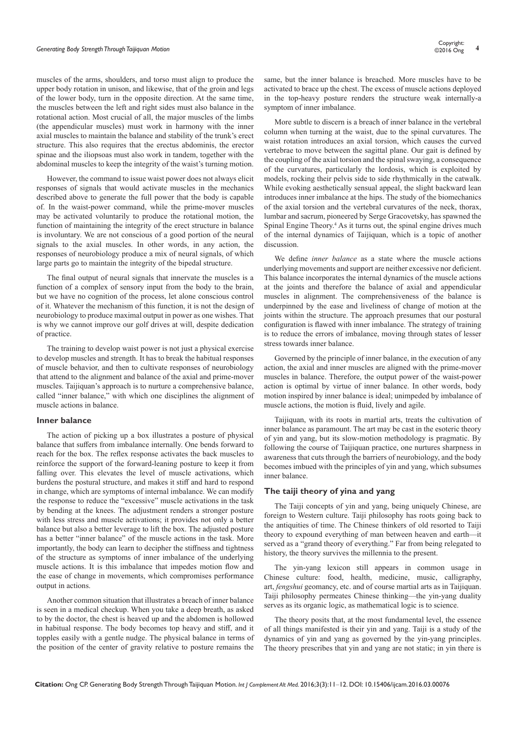muscles of the arms, shoulders, and torso must align to produce the upper body rotation in unison, and likewise, that of the groin and legs of the lower body, turn in the opposite direction. At the same time, the muscles between the left and right sides must also balance in the rotational action. Most crucial of all, the major muscles of the limbs (the appendicular muscles) must work in harmony with the inner axial muscles to maintain the balance and stability of the trunk's erect structure. This also requires that the erectus abdominis, the erector spinae and the iliopsoas must also work in tandem, together with the abdominal muscles to keep the integrity of the waist's turning motion.

However, the command to issue waist power does not always elicit responses of signals that would activate muscles in the mechanics described above to generate the full power that the body is capable of. In the waist-power command, while the prime-mover muscles may be activated voluntarily to produce the rotational motion, the function of maintaining the integrity of the erect structure in balance is involuntary. We are not conscious of a good portion of the neural signals to the axial muscles. In other words, in any action, the responses of neurobiology produce a mix of neural signals, of which large parts go to maintain the integrity of the bipedal structure.

The final output of neural signals that innervate the muscles is a function of a complex of sensory input from the body to the brain, but we have no cognition of the process, let alone conscious control of it. Whatever the mechanism of this function, it is not the design of neurobiology to produce maximal output in power as one wishes. That is why we cannot improve our golf drives at will, despite dedication of practice.

The training to develop waist power is not just a physical exercise to develop muscles and strength. It has to break the habitual responses of muscle behavior, and then to cultivate responses of neurobiology that attend to the alignment and balance of the axial and prime-mover muscles. Taijiquan's approach is to nurture a comprehensive balance, called "inner balance," with which one disciplines the alignment of muscle actions in balance.

## Inner balance

The action of picking up a box illustrates a posture of physical balance that suffers from imbalance internally. One bends forward to reach for the box. The reflex response activates the back muscles to reinforce the support of the forward-leaning posture to keep it from falling over. This elevates the level of muscle activations, which burdens the postural structure, and makes it stiff and hard to respond in change, which are symptoms of internal imbalance. We can modify the response to reduce the "excessive" muscle activations in the task by bending at the knees. The adjustment renders a stronger posture with less stress and muscle activations; it provides not only a better balance but also a better leverage to lift the box. The adjusted posture has a better "inner balance" of the muscle actions in the task. More importantly, the body can learn to decipher the stiffness and tightness of the structure as symptoms of inner imbalance of the underlying muscle actions. It is this imbalance that impedes motion flow and the ease of change in movements, which compromises performance output in actions.

Another common situation that illustrates a breach of inner balance is seen in a medical checkup. When you take a deep breath, as asked to by the doctor, the chest is heaved up and the abdomen is hollowed in habitual response. The body becomes top heavy and stiff, and it topples easily with a gentle nudge. The physical balance in terms of the position of the center of gravity relative to posture remains the same, but the inner balance is breached. More muscles have to be activated to brace up the chest. The excess of muscle actions deployed in the top-heavy posture renders the structure weak internally-a symptom of inner imbalance.

More subtle to discern is a breach of inner balance in the vertebral column when turning at the waist, due to the spinal curvatures. The waist rotation introduces an axial torsion, which causes the curved vertebrae to move between the sagittal plane. Our gait is defined by the coupling of the axial torsion and the spinal swaying, a consequence of the curvatures, particularly the lordosis, which is exploited by models, rocking their pelvis side to side rhythmically in the catwalk. While evoking aesthetically sensual appeal, the slight backward lean introduces inner imbalance at the hips. The study of the biomechanics of the axial torsion and the vertebral curvatures of the neck, thorax, lumbar and sacrum, pioneered by Serge Gracovetsky, has spawned the Spinal Engine Theory.[4] As it turns out, the spinal engine drives much of the internal dynamics of Taijiquan, which is a topic of another discussion.

We define *inner balance* as a state where the muscle actions underlying movements and support are neither excessive nor deficient. This balance incorporates the internal dynamics of the muscle actions at the joints and therefore the balance of axial and appendicular muscles in alignment. The comprehensiveness of the balance is underpinned by the ease and liveliness of change of motion at the joints within the structure. The approach presumes that our postural configuration is flawed with inner imbalance. The strategy of training is to reduce the errors of imbalance, moving through states of lesser stress towards inner balance.

Governed by the principle of inner balance, in the execution of any action, the axial and inner muscles are aligned with the prime-mover muscles in balance. Therefore, the output power of the waist-power action is optimal by virtue of inner balance. In other words, body motion inspired by inner balance is ideal; unimpeded by imbalance of muscle actions, the motion is fluid, lively and agile.

Taijiquan, with its roots in martial arts, treats the cultivation of inner balance as paramount. The art may be cast in the esoteric theory of yin and yang, but its slow-motion methodology is pragmatic. By following the course of Taijiquan practice, one nurtures sharpness in awareness that cuts through the barriers of neurobiology, and the body becomes imbued with the principles of yin and yang, which subsumes inner balance.

## The taiji theory of yina and yang

The Taiji concepts of yin and yang, being uniquely Chinese, are foreign to Western culture. Taiji philosophy has roots going back to the antiquities of time. The Chinese thinkers of old resorted to Taiji theory to expound everything of man between heaven and earth—it served as a "grand theory of everything." Far from being relegated to history, the theory survives the millennia to the present.

The yin-yang lexicon still appears in common usage in Chinese culture: food, health, medicine, music, calligraphy, art, *fengshui* geomancy, etc. and of course martial arts as in Taijiquan. Taiji philosophy permeates Chinese thinking—the yin-yang duality serves as its organic logic, as mathematical logic is to science.

The theory posits that, at the most fundamental level, the essence of all things manifested is their yin and yang. Taiji is a study of the dynamics of yin and yang as governed by the yin-yang principles. The theory prescribes that yin and yang are not static; in yin there is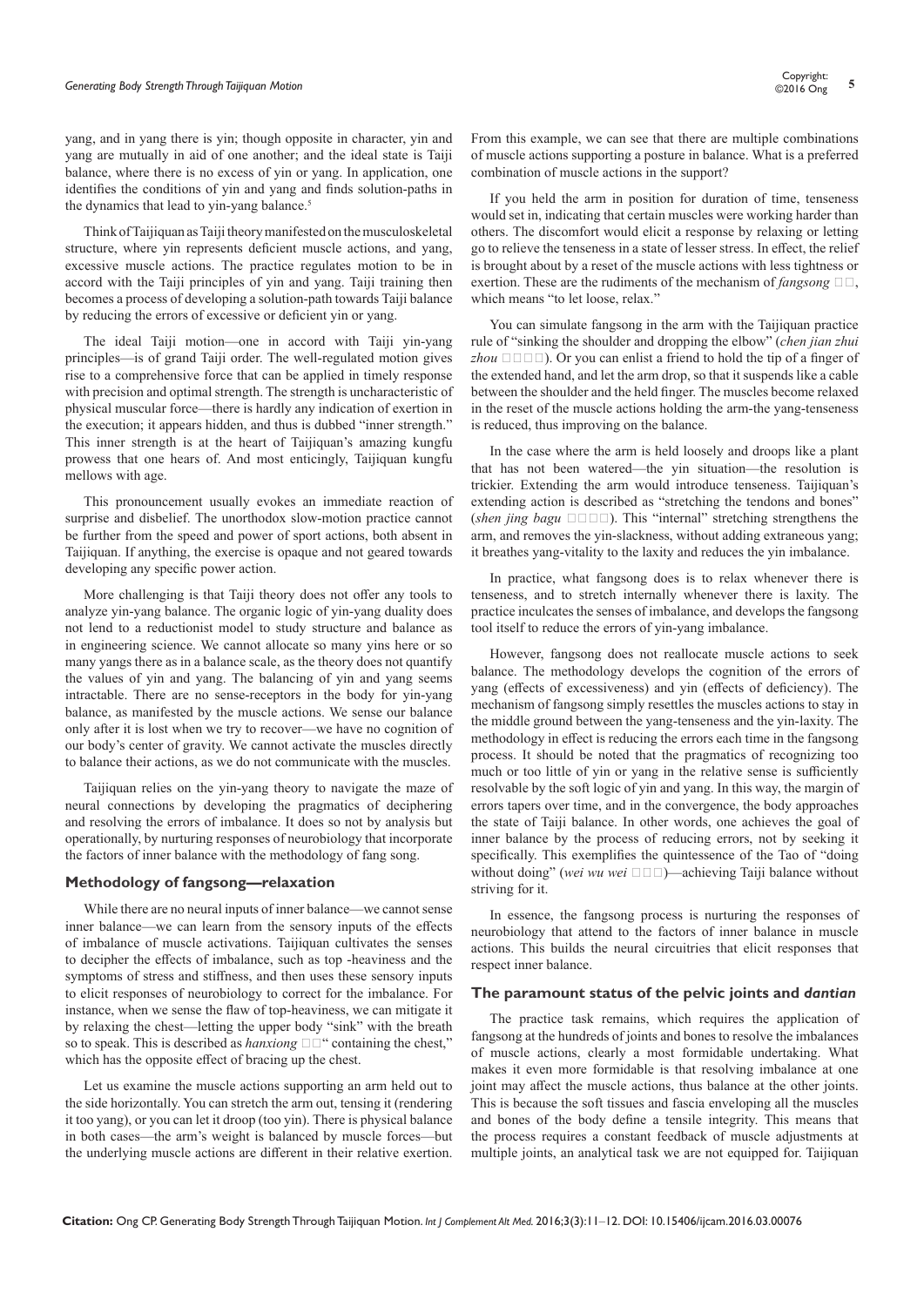yang, and in yang there is yin; though opposite in character, yin and yang are mutually in aid of one another; and the ideal state is Taiji balance, where there is no excess of yin or yang. In application, one identifies the conditions of yin and yang and finds solution-paths in the dynamics that lead to yin-yang balance.[5]

Think of Taijiquan as Taiji theory manifested on the musculoskeletal structure, where yin represents deficient muscle actions, and yang, excessive muscle actions. The practice regulates motion to be in accord with the Taiji principles of yin and yang. Taiji training then becomes a process of developing a solution-path towards Taiji balance by reducing the errors of excessive or deficient yin or yang.

The ideal Taiji motion—one in accord with Taiji yin-yang principles—is of grand Taiji order. The well-regulated motion gives rise to a comprehensive force that can be applied in timely response with precision and optimal strength. The strength is uncharacteristic of physical muscular force—there is hardly any indication of exertion in the execution; it appears hidden, and thus is dubbed "inner strength." This inner strength is at the heart of Taijiquan's amazing kungfu prowess that one hears of. And most enticingly, Taijiquan kungfu mellows with age.

This pronouncement usually evokes an immediate reaction of surprise and disbelief. The unorthodox slow-motion practice cannot be further from the speed and power of sport actions, both absent in Taijiquan. If anything, the exercise is opaque and not geared towards developing any specific power action.

More challenging is that Taiji theory does not offer any tools to analyze yin-yang balance. The organic logic of yin-yang duality does not lend to a reductionist model to study structure and balance as in engineering science. We cannot allocate so many yins here or so many yangs there as in a balance scale, as the theory does not quantify the values of yin and yang. The balancing of yin and yang seems intractable. There are no sense-receptors in the body for yin-yang balance, as manifested by the muscle actions. We sense our balance only after it is lost when we try to recover—we have no cognition of our body's center of gravity. We cannot activate the muscles directly to balance their actions, as we do not communicate with the muscles.

Taijiquan relies on the yin-yang theory to navigate the maze of neural connections by developing the pragmatics of deciphering and resolving the errors of imbalance. It does so not by analysis but operationally, by nurturing responses of neurobiology that incorporate the factors of inner balance with the methodology of fang song.

## Methodology of fangsong—relaxation

While there are no neural inputs of inner balance—we cannot sense inner balance—we can learn from the sensory inputs of the effects of imbalance of muscle activations. Taijiquan cultivates the senses to decipher the effects of imbalance, such as top -heaviness and the symptoms of stress and stiffness, and then uses these sensory inputs to elicit responses of neurobiology to correct for the imbalance. For instance, when we sense the flaw of top-heaviness, we can mitigate it by relaxing the chest—letting the upper body "sink" with the breath so to speak. This is described as *hanxiong* □□" containing the chest," which has the opposite effect of bracing up the chest.

Let us examine the muscle actions supporting an arm held out to the side horizontally. You can stretch the arm out, tensing it (rendering it too yang), or you can let it droop (too yin). There is physical balance in both cases—the arm's weight is balanced by muscle forces—but the underlying muscle actions are different in their relative exertion. From this example, we can see that there are multiple combinations of muscle actions supporting a posture in balance. What is a preferred combination of muscle actions in the support?

If you held the arm in position for duration of time, tenseness would set in, indicating that certain muscles were working harder than others. The discomfort would elicit a response by relaxing or letting go to relieve the tenseness in a state of lesser stress. In effect, the relief is brought about by a reset of the muscle actions with less tightness or exertion. These are the rudiments of the mechanism of *fangsong* □□, which means "to let loose, relax."

You can simulate fangsong in the arm with the Taijiquan practice rule of "sinking the shoulder and dropping the elbow" (*chen jian zhui zhou* □□□□). Or you can enlist a friend to hold the tip of a finger of the extended hand, and let the arm drop, so that it suspends like a cable between the shoulder and the held finger. The muscles become relaxed in the reset of the muscle actions holding the arm-the yang-tenseness is reduced, thus improving on the balance.

In the case where the arm is held loosely and droops like a plant that has not been watered—the yin situation—the resolution is trickier. Extending the arm would introduce tenseness. Taijiquan's extending action is described as "stretching the tendons and bones" (*shen jing bagu* □□□□). This "internal" stretching strengthens the arm, and removes the yin-slackness, without adding extraneous yang; it breathes yang-vitality to the laxity and reduces the yin imbalance.

In practice, what fangsong does is to relax whenever there is tenseness, and to stretch internally whenever there is laxity. The practice inculcates the senses of imbalance, and develops the fangsong tool itself to reduce the errors of yin-yang imbalance.

However, fangsong does not reallocate muscle actions to seek balance. The methodology develops the cognition of the errors of yang (effects of excessiveness) and yin (effects of deficiency). The mechanism of fangsong simply resettles the muscles actions to stay in the middle ground between the yang-tenseness and the yin-laxity. The methodology in effect is reducing the errors each time in the fangsong process. It should be noted that the pragmatics of recognizing too much or too little of yin or yang in the relative sense is sufficiently resolvable by the soft logic of yin and yang. In this way, the margin of errors tapers over time, and in the convergence, the body approaches the state of Taiji balance. In other words, one achieves the goal of inner balance by the process of reducing errors, not by seeking it specifically. This exemplifies the quintessence of the Tao of "doing without doing" (*wei wu wei* □□□)—achieving Taiji balance without striving for it.

In essence, the fangsong process is nurturing the responses of neurobiology that attend to the factors of inner balance in muscle actions. This builds the neural circuitries that elicit responses that respect inner balance.

## The paramount status of the pelvic joints and *dantian*

The practice task remains, which requires the application of fangsong at the hundreds of joints and bones to resolve the imbalances of muscle actions, clearly a most formidable undertaking. What makes it even more formidable is that resolving imbalance at one joint may affect the muscle actions, thus balance at the other joints. This is because the soft tissues and fascia enveloping all the muscles and bones of the body define a tensile integrity. This means that the process requires a constant feedback of muscle adjustments at multiple joints, an analytical task we are not equipped for. Taijiquan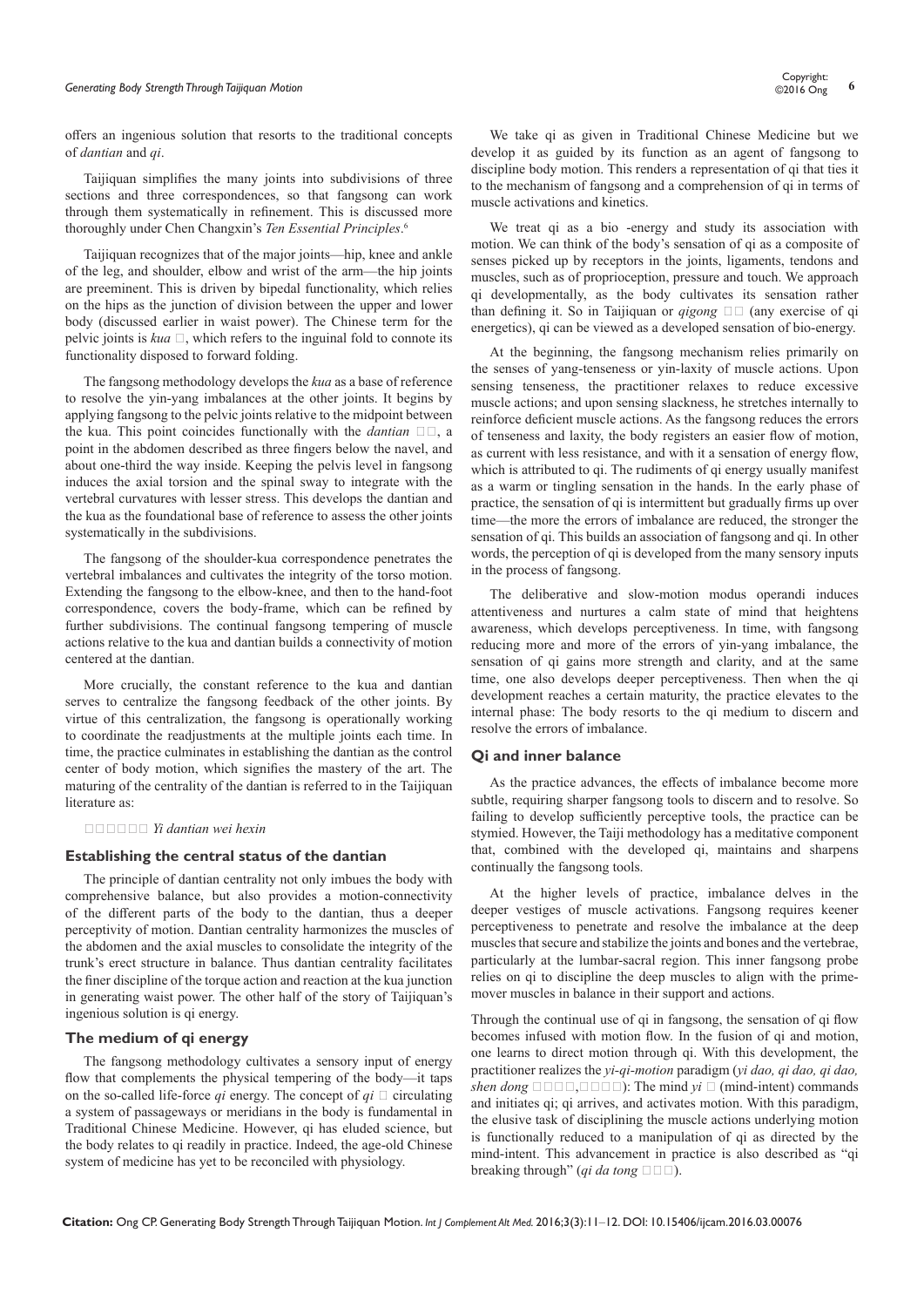offers an ingenious solution that resorts to the traditional concepts of *dantian* and *qi*.

Taijiquan simplifies the many joints into subdivisions of three sections and three correspondences, so that fangsong can work through them systematically in refinement. This is discussed more thoroughly under Chen Changxin's *Ten Essential Principles*.[6]

Taijiquan recognizes that of the major joints—hip, knee and ankle of the leg, and shoulder, elbow and wrist of the arm—the hip joints are preeminent. This is driven by bipedal functionality, which relies on the hips as the junction of division between the upper and lower body (discussed earlier in waist power). The Chinese term for the pelvic joints is *kua* □, which refers to the inguinal fold to connote its functionality disposed to forward folding.

The fangsong methodology develops the *kua* as a base of reference to resolve the yin-yang imbalances at the other joints. It begins by applying fangsong to the pelvic joints relative to the midpoint between the kua. This point coincides functionally with the *dantian* □□, a point in the abdomen described as three fingers below the navel, and about one-third the way inside. Keeping the pelvis level in fangsong induces the axial torsion and the spinal sway to integrate with the vertebral curvatures with lesser stress. This develops the dantian and the kua as the foundational base of reference to assess the other joints systematically in the subdivisions.

The fangsong of the shoulder-kua correspondence penetrates the vertebral imbalances and cultivates the integrity of the torso motion. Extending the fangsong to the elbow-knee, and then to the hand-foot correspondence, covers the body-frame, which can be refined by further subdivisions. The continual fangsong tempering of muscle actions relative to the kua and dantian builds a connectivity of motion centered at the dantian.

More crucially, the constant reference to the kua and dantian serves to centralize the fangsong feedback of the other joints. By virtue of this centralization, the fangsong is operationally working to coordinate the readjustments at the multiple joints each time. In time, the practice culminates in establishing the dantian as the control center of body motion, which signifies the mastery of the art. The maturing of the centrality of the dantian is referred to in the Taijiquan literature as:

□□□□□□ *Yi dantian wei hexin*

### Establishing the central status of the dantian

The principle of dantian centrality not only imbues the body with comprehensive balance, but also provides a motion-connectivity of the different parts of the body to the dantian, thus a deeper perceptivity of motion. Dantian centrality harmonizes the muscles of the abdomen and the axial muscles to consolidate the integrity of the trunk's erect structure in balance. Thus dantian centrality facilitates the finer discipline of the torque action and reaction at the kua junction in generating waist power. The other half of the story of Taijiquan's ingenious solution is qi energy.

### The medium of qi energy

The fangsong methodology cultivates a sensory input of energy flow that complements the physical tempering of the body—it taps on the so-called life-force *qi* energy. The concept of *qi* □ circulating a system of passageways or meridians in the body is fundamental in Traditional Chinese Medicine. However, qi has eluded science, but the body relates to qi readily in practice. Indeed, the age-old Chinese system of medicine has yet to be reconciled with physiology.

We take qi as given in Traditional Chinese Medicine but we develop it as guided by its function as an agent of fangsong to discipline body motion. This renders a representation of qi that ties it to the mechanism of fangsong and a comprehension of qi in terms of muscle activations and kinetics.

We treat qi as a bio -energy and study its association with motion. We can think of the body's sensation of qi as a composite of senses picked up by receptors in the joints, ligaments, tendons and muscles, such as of proprioception, pressure and touch. We approach qi developmentally, as the body cultivates its sensation rather than defining it. So in Taijiquan or *qigong* □□ (any exercise of qi energetics), qi can be viewed as a developed sensation of bio-energy.

At the beginning, the fangsong mechanism relies primarily on the senses of yang-tenseness or yin-laxity of muscle actions. Upon sensing tenseness, the practitioner relaxes to reduce excessive muscle actions; and upon sensing slackness, he stretches internally to reinforce deficient muscle actions. As the fangsong reduces the errors of tenseness and laxity, the body registers an easier flow of motion, as current with less resistance, and with it a sensation of energy flow, which is attributed to qi. The rudiments of qi energy usually manifest as a warm or tingling sensation in the hands. In the early phase of practice, the sensation of qi is intermittent but gradually firms up over time—the more the errors of imbalance are reduced, the stronger the sensation of qi. This builds an association of fangsong and qi. In other words, the perception of qi is developed from the many sensory inputs in the process of fangsong.

The deliberative and slow-motion modus operandi induces attentiveness and nurtures a calm state of mind that heightens awareness, which develops perceptiveness. In time, with fangsong reducing more and more of the errors of yin-yang imbalance, the sensation of qi gains more strength and clarity, and at the same time, one also develops deeper perceptiveness. Then when the qi development reaches a certain maturity, the practice elevates to the internal phase: The body resorts to the qi medium to discern and resolve the errors of imbalance.

### Qi and inner balance

As the practice advances, the effects of imbalance become more subtle, requiring sharper fangsong tools to discern and to resolve. So failing to develop sufficiently perceptive tools, the practice can be stymied. However, the Taiji methodology has a meditative component that, combined with the developed qi, maintains and sharpens continually the fangsong tools.

At the higher levels of practice, imbalance delves in the deeper vestiges of muscle activations. Fangsong requires keener perceptiveness to penetrate and resolve the imbalance at the deep muscles that secure and stabilize the joints and bones and the vertebrae, particularly at the lumbar-sacral region. This inner fangsong probe relies on qi to discipline the deep muscles to align with the prime-mover muscles in balance in their support and actions.

Through the continual use of qi in fangsong, the sensation of qi flow becomes infused with motion flow. In the fusion of qi and motion, one learns to direct motion through qi. With this development, the practitioner realizes the *yi-qi-motion* paradigm (*yi dao, qi dao, qi dao, shen dong* □□□□,□□□□): The mind *yi* □ (mind-intent) commands and initiates qi; qi arrives, and activates motion. With this paradigm, the elusive task of disciplining the muscle actions underlying motion is functionally reduced to a manipulation of qi as directed by the mind-intent. This advancement in practice is also described as "qi breaking through" (*qi da tong* □□□).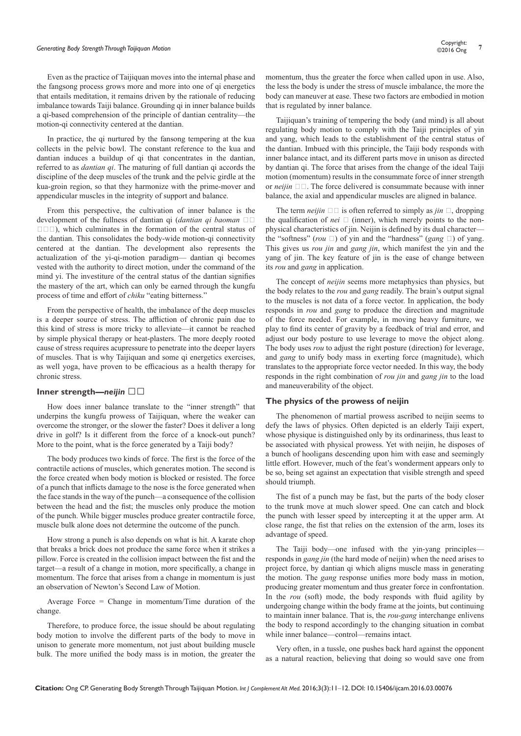Even as the practice of Taijiquan moves into the internal phase and the fangsong process grows more and more into one of qi energetics that entails meditation, it remains driven by the rationale of reducing imbalance towards Taiji balance. Grounding qi in inner balance builds a qi-based comprehension of the principle of dantian centrality—the motion-qi connectivity centered at the dantian.

In practice, the qi nurtured by the fansong tempering at the kua collects in the pelvic bowl. The constant reference to the kua and dantian induces a buildup of qi that concentrates in the dantian, referred to as *dantian qi*. The maturing of full dantian qi accords the discipline of the deep muscles of the trunk and the pelvic girdle at the kua-groin region, so that they harmonize with the prime-mover and appendicular muscles in the integrity of support and balance.

From this perspective, the cultivation of inner balance is the development of the fullness of dantian qi (*dantian qi baoman* □□□□□), which culminates in the formation of the central status of the dantian. This consolidates the body-wide motion-qi connectivity centered at the dantian. The development also represents the actualization of the yi-qi-motion paradigm— dantian qi becomes vested with the authority to direct motion, under the command of the mind yi. The investiture of the central status of the dantian signifies the mastery of the art, which can only be earned through the kungfu process of time and effort of *chiku* "eating bitterness."

From the perspective of health, the imbalance of the deep muscles is a deeper source of stress. The affliction of chronic pain due to this kind of stress is more tricky to alleviate—it cannot be reached by simple physical therapy or heat-plasters. The more deeply rooted cause of stress requires acupressure to penetrate into the deeper layers of muscles. That is why Taijiquan and some qi energetics exercises, as well yoga, have proven to be efficacious as a health therapy for chronic stress.

## Inner strength—*neijin* □□

How does inner balance translate to the "inner strength" that underpins the kungfu prowess of Taijiquan, where the weaker can overcome the stronger, or the slower the faster? Does it deliver a long drive in golf? Is it different from the force of a knock-out punch? More to the point, what is the force generated by a Taiji body?

The body produces two kinds of force. The first is the force of the contractile actions of muscles, which generates motion. The second is the force created when body motion is blocked or resisted. The force of a punch that inflicts damage to the nose is the force generated when the face stands in the way of the punch—a consequence of the collision between the head and the fist; the muscles only produce the motion of the punch. While bigger muscles produce greater contractile force, muscle bulk alone does not determine the outcome of the punch.

How strong a punch is also depends on what is hit. A karate chop that breaks a brick does not produce the same force when it strikes a pillow. Force is created in the collision impact between the fist and the target—a result of a change in motion, more specifically, a change in momentum. The force that arises from a change in momentum is just an observation of Newton's Second Law of Motion.

Average Force = Change in momentum/Time duration of the change.

Therefore, to produce force, the issue should be about regulating body motion to involve the different parts of the body to move in unison to generate more momentum, not just about building muscle bulk. The more unified the body mass is in motion, the greater the momentum, thus the greater the force when called upon in use. Also, the less the body is under the stress of muscle imbalance, the more the body can maneuver at ease. These two factors are embodied in motion that is regulated by inner balance.

Taijiquan's training of tempering the body (and mind) is all about regulating body motion to comply with the Taiji principles of yin and yang, which leads to the establishment of the central status of the dantian. Imbued with this principle, the Taiji body responds with inner balance intact, and its different parts move in unison as directed by dantian qi. The force that arises from the change of the ideal Taiji motion (momentum) results in the consummate force of inner strength or *neijin* □□. The force delivered is consummate because with inner balance, the axial and appendicular muscles are aligned in balance.

The term *neijin* □□ is often referred to simply as *jin* □, dropping the qualification of *nei* □ (inner), which merely points to the non-physical characteristics of jin. Neijin is defined by its dual character—the "softness" (*rou* □) of yin and the "hardness" (*gang* □) of yang. This gives us *rou jin* and *gang jin*, which manifest the yin and the yang of jin. The key feature of jin is the ease of change between its *rou* and *gang* in application.

The concept of *neijin* seems more metaphysics than physics, but the body relates to the *rou* and *gang* readily. The brain's output signal to the muscles is not data of a force vector. In application, the body responds in *rou* and *gang* to produce the direction and magnitude of the force needed. For example, in moving heavy furniture, we play to find its center of gravity by a feedback of trial and error, and adjust our body posture to use leverage to move the object along. The body uses *rou* to adjust the right posture (direction) for leverage, and *gang* to unify body mass in exerting force (magnitude), which translates to the appropriate force vector needed. In this way, the body responds in the right combination of *rou jin* and *gang jin* to the load and maneuverability of the object.

## The physics of the prowess of neijin

The phenomenon of martial prowess ascribed to neijin seems to defy the laws of physics. Often depicted is an elderly Taiji expert, whose physique is distinguished only by its ordinariness, thus least to be associated with physical prowess. Yet with neijin, he disposes of a bunch of hooligans descending upon him with ease and seemingly little effort. However, much of the feat's wonderment appears only to be so, being set against an expectation that visible strength and speed should triumph.

The fist of a punch may be fast, but the parts of the body closer to the trunk move at much slower speed. One can catch and block the punch with lesser speed by intercepting it at the upper arm. At close range, the fist that relies on the extension of the arm, loses its advantage of speed.

The Taiji body—one infused with the yin-yang principles—responds in *gang jin* (the hard mode of neijin) when the need arises to project force, by dantian qi which aligns muscle mass in generating the motion. The *gang* response unifies more body mass in motion, producing greater momentum and thus greater force in confrontation. In the *rou* (soft) mode, the body responds with fluid agility by undergoing change within the body frame at the joints, but continuing to maintain inner balance. That is, the *rou-gang* interchange enlivens the body to respond accordingly to the changing situation in combat while inner balance—control—remains intact.

Very often, in a tussle, one pushes back hard against the opponent as a natural reaction, believing that doing so would save one from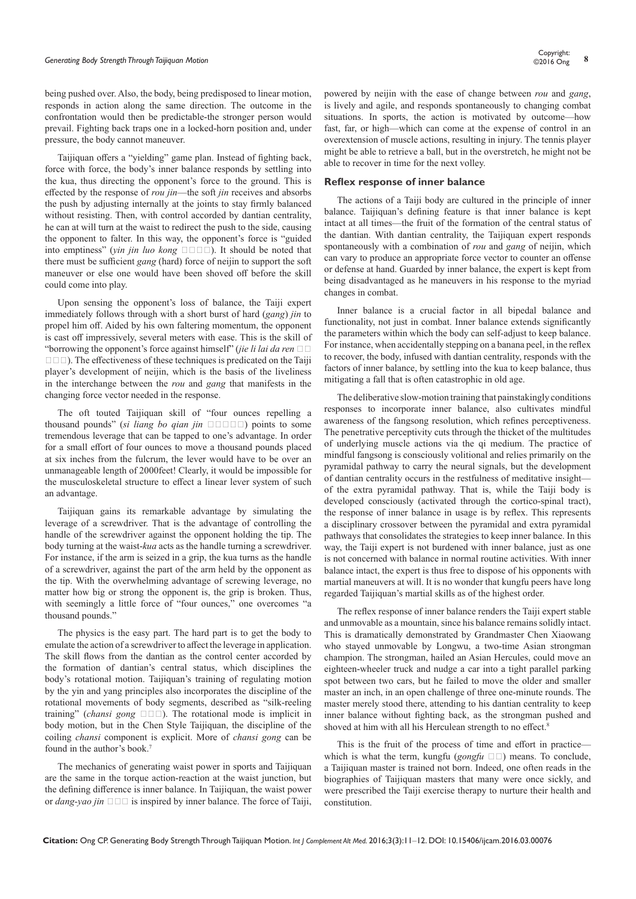being pushed over. Also, the body, being predisposed to linear motion, responds in action along the same direction. The outcome in the confrontation would then be predictable-the stronger person would prevail. Fighting back traps one in a locked-horn position and, under pressure, the body cannot maneuver.

Taijiquan offers a "yielding" game plan. Instead of fighting back, force with force, the body's inner balance responds by settling into the kua, thus directing the opponent's force to the ground. This is effected by the response of *rou jin*—the soft *jin* receives and absorbs the push by adjusting internally at the joints to stay firmly balanced without resisting. Then, with control accorded by dantian centrality, he can at will turn at the waist to redirect the push to the side, causing the opponent to falter. In this way, the opponent's force is "guided into emptiness" (*yin jin luo kong* □□□□). It should be noted that there must be sufficient *gang* (hard) force of neijin to support the soft maneuver or else one would have been shoved off before the skill could come into play.

Upon sensing the opponent's loss of balance, the Taiji expert immediately follows through with a short burst of hard (*gang*) *jin* to propel him off. Aided by his own faltering momentum, the opponent is cast off impressively, several meters with ease. This is the skill of "borrowing the opponent's force against himself" (*jie li lai da ren* □□□□□). The effectiveness of these techniques is predicated on the Taiji player's development of neijin, which is the basis of the liveliness in the interchange between the *rou* and *gang* that manifests in the changing force vector needed in the response.

The oft touted Taijiquan skill of "four ounces repelling a thousand pounds" (*si liang bo qian jin* □□□□□) points to some tremendous leverage that can be tapped to one's advantage. In order for a small effort of four ounces to move a thousand pounds placed at six inches from the fulcrum, the lever would have to be over an unmanageable length of 2000feet! Clearly, it would be impossible for the musculoskeletal structure to effect a linear lever system of such an advantage.

Taijiquan gains its remarkable advantage by simulating the leverage of a screwdriver. That is the advantage of controlling the handle of the screwdriver against the opponent holding the tip. The body turning at the waist-*kua* acts as the handle turning a screwdriver. For instance, if the arm is seized in a grip, the kua turns as the handle of a screwdriver, against the part of the arm held by the opponent as the tip. With the overwhelming advantage of screwing leverage, no matter how big or strong the opponent is, the grip is broken. Thus, with seemingly a little force of "four ounces," one overcomes "a thousand pounds."

The physics is the easy part. The hard part is to get the body to emulate the action of a screwdriver to affect the leverage in application. The skill flows from the dantian as the control center accorded by the formation of dantian's central status, which disciplines the body's rotational motion. Taijiquan's training of regulating motion by the yin and yang principles also incorporates the discipline of the rotational movements of body segments, described as "silk-reeling training" (*chansi gong* □□□). The rotational mode is implicit in body motion, but in the Chen Style Taijiquan, the discipline of the coiling *chansi* component is explicit. More of *chansi gong* can be found in the author's book.[7]

The mechanics of generating waist power in sports and Taijiquan are the same in the torque action-reaction at the waist junction, but the defining difference is inner balance. In Taijiquan, the waist power or *dang-yao jin* □□□ is inspired by inner balance. The force of Taiji, powered by neijin with the ease of change between *rou* and *gang*, is lively and agile, and responds spontaneously to changing combat situations. In sports, the action is motivated by outcome—how fast, far, or high—which can come at the expense of control in an overextension of muscle actions, resulting in injury. The tennis player might be able to retrieve a ball, but in the overstretch, he might not be able to recover in time for the next volley.

## Reflex response of inner balance

The actions of a Taiji body are cultured in the principle of inner balance. Taijiquan's defining feature is that inner balance is kept intact at all times—the fruit of the formation of the central status of the dantian. With dantian centrality, the Taijiquan expert responds spontaneously with a combination of *rou* and *gang* of neijin, which can vary to produce an appropriate force vector to counter an offense or defense at hand. Guarded by inner balance, the expert is kept from being disadvantaged as he maneuvers in his response to the myriad changes in combat.

Inner balance is a crucial factor in all bipedal balance and functionality, not just in combat. Inner balance extends significantly the parameters within which the body can self-adjust to keep balance. For instance, when accidentally stepping on a banana peel, in the reflex to recover, the body, infused with dantian centrality, responds with the factors of inner balance, by settling into the kua to keep balance, thus mitigating a fall that is often catastrophic in old age.

The deliberative slow-motion training that painstakingly conditions responses to incorporate inner balance, also cultivates mindful awareness of the fangsong resolution, which refines perceptiveness. The penetrative perceptivity cuts through the thicket of the multitudes of underlying muscle actions via the qi medium. The practice of mindful fangsong is consciously volitional and relies primarily on the pyramidal pathway to carry the neural signals, but the development of dantian centrality occurs in the restfulness of meditative insight—of the extra pyramidal pathway. That is, while the Taiji body is developed consciously (activated through the cortico-spinal tract), the response of inner balance in usage is by reflex. This represents a disciplinary crossover between the pyramidal and extra pyramidal pathways that consolidates the strategies to keep inner balance. In this way, the Taiji expert is not burdened with inner balance, just as one is not concerned with balance in normal routine activities. With inner balance intact, the expert is thus free to dispose of his opponents with martial maneuvers at will. It is no wonder that kungfu peers have long regarded Taijiquan's martial skills as of the highest order.

The reflex response of inner balance renders the Taiji expert stable and unmovable as a mountain, since his balance remains solidly intact. This is dramatically demonstrated by Grandmaster Chen Xiaowang who stayed unmovable by Longwu, a two-time Asian strongman champion. The strongman, hailed an Asian Hercules, could move an eighteen-wheeler truck and nudge a car into a tight parallel parking spot between two cars, but he failed to move the older and smaller master an inch, in an open challenge of three one-minute rounds. The master merely stood there, attending to his dantian centrality to keep inner balance without fighting back, as the strongman pushed and shoved at him with all his Herculean strength to no effect.[8]

This is the fruit of the process of time and effort in practice—which is what the term, kungfu (*gongfu* □□) means. To conclude, a Taijiquan master is trained not born. Indeed, one often reads in the biographies of Taijiquan masters that many were once sickly, and were prescribed the Taiji exercise therapy to nurture their health and constitution.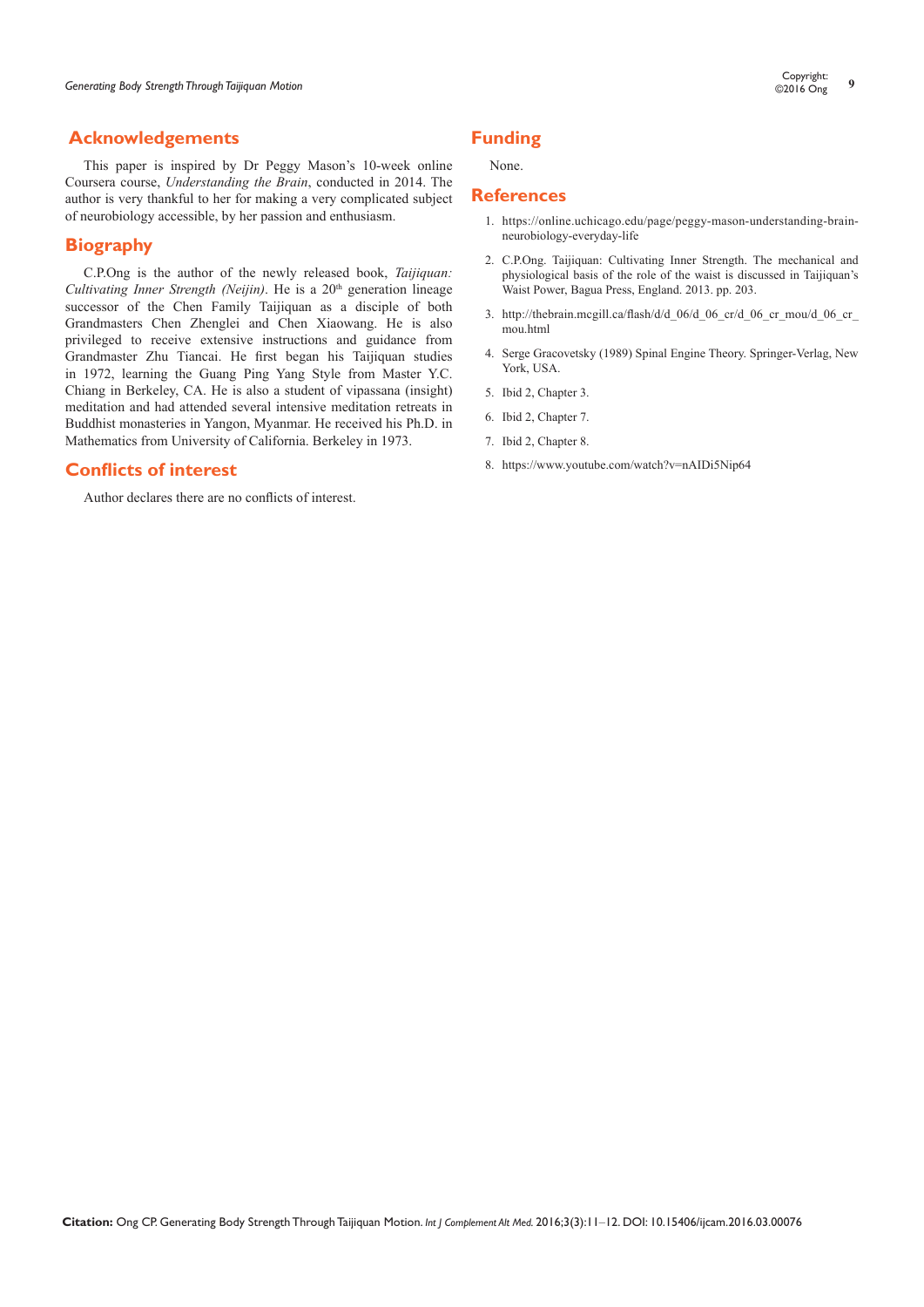## Acknowledgements

This paper is inspired by Dr Peggy Mason's 10-week online Coursera course, *Understanding the Brain*, conducted in 2014. The author is very thankful to her for making a very complicated subject of neurobiology accessible, by her passion and enthusiasm.

## Biography

C.P.Ong is the author of the newly released book, *Taijiquan: Cultivating Inner Strength (Neijin)*. He is a 20th generation lineage successor of the Chen Family Taijiquan as a disciple of both Grandmasters Chen Zhenglei and Chen Xiaowang. He is also privileged to receive extensive instructions and guidance from Grandmaster Zhu Tiancai. He first began his Taijiquan studies in 1972, learning the Guang Ping Yang Style from Master Y.C. Chiang in Berkeley, CA. He is also a student of vipassana (insight) meditation and had attended several intensive meditation retreats in Buddhist monasteries in Yangon, Myanmar. He received his Ph.D. in Mathematics from University of California. Berkeley in 1973.

## Conflicts of interest

Author declares there are no conflicts of interest.

## Funding

None.

## References

1. https://online.uchicago.edu/page/peggy-mason-understanding-brain-neurobiology-everyday-life
2. C.P.Ong. Taijiquan: Cultivating Inner Strength. The mechanical and physiological basis of the role of the waist is discussed in Taijiquan's Waist Power, Bagua Press, England. 2013. pp. 203.
3. http://thebrain.mcgill.ca/flash/d/d_06/d_06_cr/d_06_cr_mou/d_06_cr_mou.html
4. Serge Gracovetsky (1989) Spinal Engine Theory. Springer-Verlag, New York, USA.
5. Ibid 2, Chapter 3.
6. Ibid 2, Chapter 7.
7. Ibid 2, Chapter 8.
8. https://www.youtube.com/watch?v=nAIDi5Nip64

**Citation:** Ong CP. Generating Body Strength Through Taijiquan Motion. *Int J Complement Alt Med.* 2016;3(3):11‒12. DOI: 10.15406/ijcam.2016.03.00076